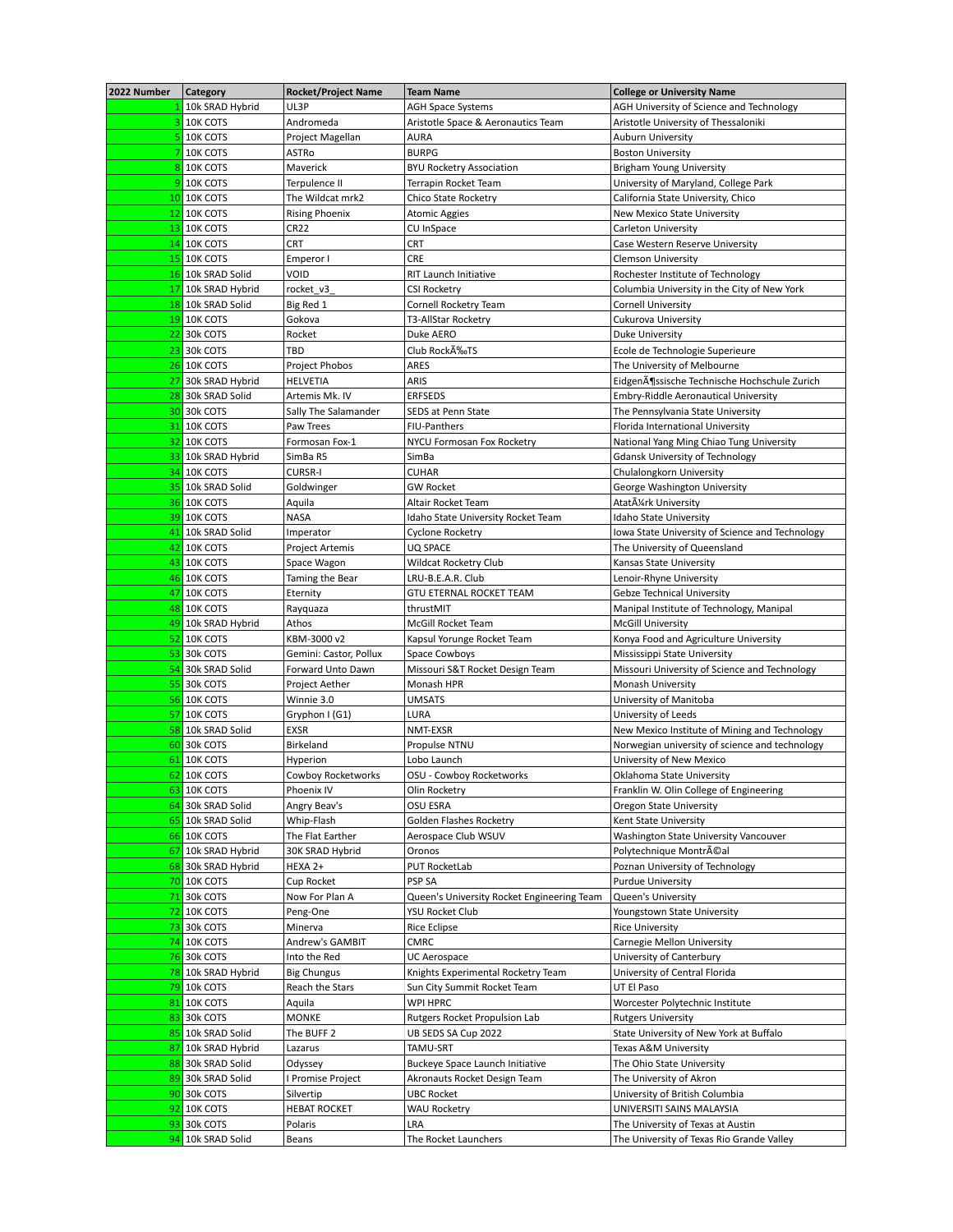| 2022 Number | Category | Rocket/Project Name | Team Name | College or University Name |
|---|---|---|---|---|
| 1 | 10k SRAD Hybrid | UL3P | AGH Space Systems | AGH University of Science and Technology |
| 3 | 10K COTS | Andromeda | Aristotle Space & Aeronautics Team | Aristotle University of Thessaloniki |
| 5 | 10K COTS | Project Magellan | AURA | Auburn University |
| 7 | 10K COTS | ASTRo | BURPG | Boston University |
| 8 | 10K COTS | Maverick | BYU Rocketry Association | Brigham Young University |
| 9 | 10K COTS | Terpulence II | Terrapin Rocket Team | University of Maryland, College Park |
| 10 | 10K COTS | The Wildcat mrk2 | Chico State Rocketry | California State University, Chico |
| 12 | 10K COTS | Rising Phoenix | Atomic Aggies | New Mexico State University |
| 13 | 10K COTS | CR22 | CU InSpace | Carleton University |
| 14 | 10K COTS | CRT | CRT | Case Western Reserve University |
| 15 | 10K COTS | Emperor I | CRE | Clemson University |
| 16 | 10k SRAD Solid | VOID | RIT Launch Initiative | Rochester Institute of Technology |
| 17 | 10k SRAD Hybrid | rocket_v3_ | CSI Rocketry | Columbia University in the City of New York |
| 18 | 10k SRAD Solid | Big Red 1 | Cornell Rocketry Team | Cornell University |
| 19 | 10K COTS | Gokova | T3-AllStar Rocketry | Cukurova University |
| 22 | 30k COTS | Rocket | Duke AERO | Duke University |
| 23 | 30k COTS | TBD | Club RockÃ‰TS | Ecole de Technologie Superieure |
| 26 | 10K COTS | Project Phobos | ARES | The University of Melbourne |
| 27 | 30k SRAD Hybrid | HELVETIA | ARIS | EidgenÃ¶ssische Technische Hochschule Zurich |
| 28 | 30k SRAD Solid | Artemis Mk. IV | ERFSEDS | Embry-Riddle Aeronautical University |
| 30 | 30k COTS | Sally The Salamander | SEDS at Penn State | The Pennsylvania State University |
| 31 | 10K COTS | Paw Trees | FIU-Panthers | Florida International University |
| 32 | 10K COTS | Formosan Fox-1 | NYCU Formosan Fox Rocketry | National Yang Ming Chiao Tung University |
| 33 | 10k SRAD Hybrid | SimBa R5 | SimBa | Gdansk University of Technology |
| 34 | 10K COTS | CURSR-I | CUHAR | Chulalongkorn University |
| 35 | 10k SRAD Solid | Goldwinger | GW Rocket | George Washington University |
| 36 | 10K COTS | Aquila | Altair Rocket Team | AtatÃ¼rk University |
| 39 | 10K COTS | NASA | Idaho State University Rocket Team | Idaho State University |
| 41 | 10k SRAD Solid | Imperator | Cyclone Rocketry | Iowa State University of Science and Technology |
| 42 | 10K COTS | Project Artemis | UQ SPACE | The University of Queensland |
| 43 | 10K COTS | Space Wagon | Wildcat Rocketry Club | Kansas State University |
| 46 | 10K COTS | Taming the Bear | LRU-B.E.A.R. Club | Lenoir-Rhyne University |
| 47 | 10K COTS | Eternity | GTU ETERNAL ROCKET TEAM | Gebze Technical University |
| 48 | 10K COTS | Rayquaza | thrustMIT | Manipal Institute of Technology, Manipal |
| 49 | 10k SRAD Hybrid | Athos | McGill Rocket Team | McGill University |
| 52 | 10K COTS | KBM-3000 v2 | Kapsul Yorunge Rocket Team | Konya Food and Agriculture University |
| 53 | 30k COTS | Gemini: Castor, Pollux | Space Cowboys | Mississippi State University |
| 54 | 30k SRAD Solid | Forward Unto Dawn | Missouri S&T Rocket Design Team | Missouri University of Science and Technology |
| 55 | 30k COTS | Project Aether | Monash HPR | Monash University |
| 56 | 10K COTS | Winnie 3.0 | UMSATS | University of Manitoba |
| 57 | 10K COTS | Gryphon I (G1) | LURA | University of Leeds |
| 58 | 10k SRAD Solid | EXSR | NMT-EXSR | New Mexico Institute of Mining and Technology |
| 60 | 30k COTS | Birkeland | Propulse NTNU | Norwegian university of science and technology |
| 61 | 10K COTS | Hyperion | Lobo Launch | University of New Mexico |
| 62 | 10K COTS | Cowboy Rocketworks | OSU - Cowboy Rocketworks | Oklahoma State University |
| 63 | 10K COTS | Phoenix IV | Olin Rocketry | Franklin W. Olin College of Engineering |
| 64 | 30k SRAD Solid | Angry Beav's | OSU ESRA | Oregon State University |
| 65 | 10k SRAD Solid | Whip-Flash | Golden Flashes Rocketry | Kent State University |
| 66 | 10K COTS | The Flat Earther | Aerospace Club WSUV | Washington State University Vancouver |
| 67 | 10k SRAD Hybrid | 30K SRAD Hybrid | Oronos | Polytechnique MontrÃ©al |
| 68 | 30k SRAD Hybrid | HEXA 2+ | PUT RocketLab | Poznan University of Technology |
| 70 | 10K COTS | Cup Rocket | PSP SA | Purdue University |
| 71 | 30k COTS | Now For Plan A | Queen's University Rocket Engineering Team | Queen's University |
| 72 | 10K COTS | Peng-One | YSU Rocket Club | Youngstown State University |
| 73 | 30k COTS | Minerva | Rice Eclipse | Rice University |
| 74 | 10K COTS | Andrew's GAMBIT | CMRC | Carnegie Mellon University |
| 76 | 30k COTS | Into the Red | UC Aerospace | University of Canterbury |
| 78 | 10k SRAD Hybrid | Big Chungus | Knights Experimental Rocketry Team | University of Central Florida |
| 79 | 10k COTS | Reach the Stars | Sun City Summit Rocket Team | UT El Paso |
| 81 | 10K COTS | Aquila | WPI HPRC | Worcester Polytechnic Institute |
| 83 | 30k COTS | MONKE | Rutgers Rocket Propulsion Lab | Rutgers University |
| 85 | 10k SRAD Solid | The BUFF 2 | UB SEDS SA Cup 2022 | State University of New York at Buffalo |
| 87 | 10k SRAD Hybrid | Lazarus | TAMU-SRT | Texas A&M University |
| 88 | 30k SRAD Solid | Odyssey | Buckeye Space Launch Initiative | The Ohio State University |
| 89 | 30k SRAD Solid | I Promise Project | Akronauts Rocket Design Team | The University of Akron |
| 90 | 30k COTS | Silvertip | UBC Rocket | University of British Columbia |
| 92 | 10K COTS | HEBAT ROCKET | WAU Rocketry | UNIVERSITI SAINS MALAYSIA |
| 93 | 30k COTS | Polaris | LRA | The University of Texas at Austin |
| 94 | 10k SRAD Solid | Beans | The Rocket Launchers | The University of Texas Rio Grande Valley |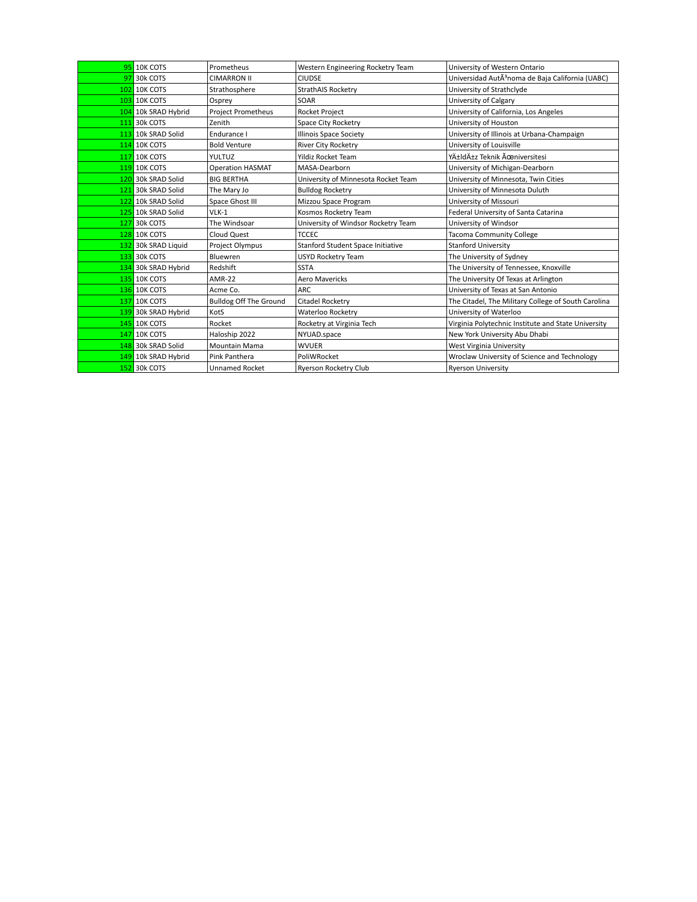| | | | | |
|---|---|---|---|---|
| 95 | 10K COTS | Prometheus | Western Engineering Rocketry Team | University of Western Ontario |
| 97 | 30k COTS | CIMARRON II | CIUDSE | Universidad AutÃ³noma de Baja California (UABC) |
| 102 | 10K COTS | Strathosphere | StrathAIS Rocketry | University of Strathclyde |
| 103 | 10K COTS | Osprey | SOAR | University of Calgary |
| 104 | 10k SRAD Hybrid | Project Prometheus | Rocket Project | University of California, Los Angeles |
| 111 | 30k COTS | Zenith | Space City Rocketry | University of Houston |
| 113 | 10k SRAD Solid | Endurance I | Illinois Space Society | University of Illinois at Urbana-Champaign |
| 114 | 10K COTS | Bold Venture | River City Rocketry | University of Louisville |
| 117 | 10K COTS | YULTUZ | Yildiz Rocket Team | YÄ±ldÄ±z Teknik Ãœniversitesi |
| 119 | 10K COTS | Operation HASMAT | MASA-Dearborn | University of Michigan-Dearborn |
| 120 | 30k SRAD Solid | BIG BERTHA | University of Minnesota Rocket Team | University of Minnesota, Twin Cities |
| 121 | 30k SRAD Solid | The Mary Jo | Bulldog Rocketry | University of Minnesota Duluth |
| 122 | 10k SRAD Solid | Space Ghost III | Mizzou Space Program | University of Missouri |
| 125 | 10k SRAD Solid | VLK-1 | Kosmos Rocketry Team | Federal University of Santa Catarina |
| 127 | 30k COTS | The Windsoar | University of Windsor Rocketry Team | University of Windsor |
| 128 | 10K COTS | Cloud Quest | TCCEC | Tacoma Community College |
| 132 | 30k SRAD Liquid | Project Olympus | Stanford Student Space Initiative | Stanford University |
| 133 | 30k COTS | Bluewren | USYD Rocketry Team | The University of Sydney |
| 134 | 30k SRAD Hybrid | Redshift | SSTA | The University of Tennessee, Knoxville |
| 135 | 10K COTS | AMR-22 | Aero Mavericks | The University Of Texas at Arlington |
| 136 | 10K COTS | Acme Co. | ARC | University of Texas at San Antonio |
| 137 | 10K COTS | Bulldog Off The Ground | Citadel Rocketry | The Citadel, The Military College of South Carolina |
| 139 | 30k SRAD Hybrid | KotS | Waterloo Rocketry | University of Waterloo |
| 145 | 10K COTS | Rocket | Rocketry at Virginia Tech | Virginia Polytechnic Institute and State University |
| 147 | 10K COTS | Haloship 2022 | NYUAD.space | New York University Abu Dhabi |
| 148 | 30k SRAD Solid | Mountain Mama | WVUER | West Virginia University |
| 149 | 10k SRAD Hybrid | Pink Panthera | PoliWRocket | Wroclaw University of Science and Technology |
| 152 | 30k COTS | Unnamed Rocket | Ryerson Rocketry Club | Ryerson University |